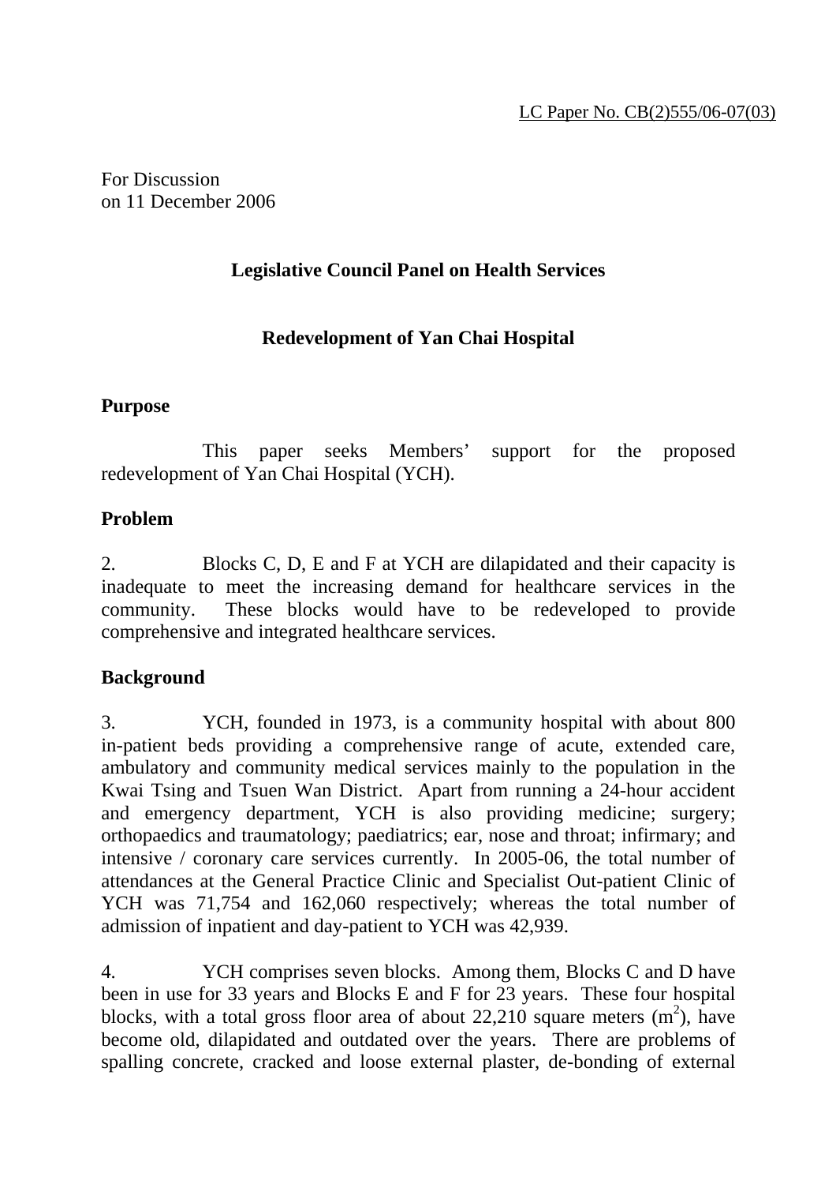LC Paper No. CB(2)555/06-07(03)

For Discussion
on 11 December 2006

## Legislative Council Panel on Health Services

## Redevelopment of Yan Chai Hospital

### Purpose

This paper seeks Members' support for the proposed redevelopment of Yan Chai Hospital (YCH).

### Problem

2. Blocks C, D, E and F at YCH are dilapidated and their capacity is inadequate to meet the increasing demand for healthcare services in the community. These blocks would have to be redeveloped to provide comprehensive and integrated healthcare services.

### Background

3. YCH, founded in 1973, is a community hospital with about 800 in-patient beds providing a comprehensive range of acute, extended care, ambulatory and community medical services mainly to the population in the Kwai Tsing and Tsuen Wan District. Apart from running a 24-hour accident and emergency department, YCH is also providing medicine; surgery; orthopaedics and traumatology; paediatrics; ear, nose and throat; infirmary; and intensive / coronary care services currently. In 2005-06, the total number of attendances at the General Practice Clinic and Specialist Out-patient Clinic of YCH was 71,754 and 162,060 respectively; whereas the total number of admission of inpatient and day-patient to YCH was 42,939.

4. YCH comprises seven blocks. Among them, Blocks C and D have been in use for 33 years and Blocks E and F for 23 years. These four hospital blocks, with a total gross floor area of about 22,210 square meters ($m^2$), have become old, dilapidated and outdated over the years. There are problems of spalling concrete, cracked and loose external plaster, de-bonding of external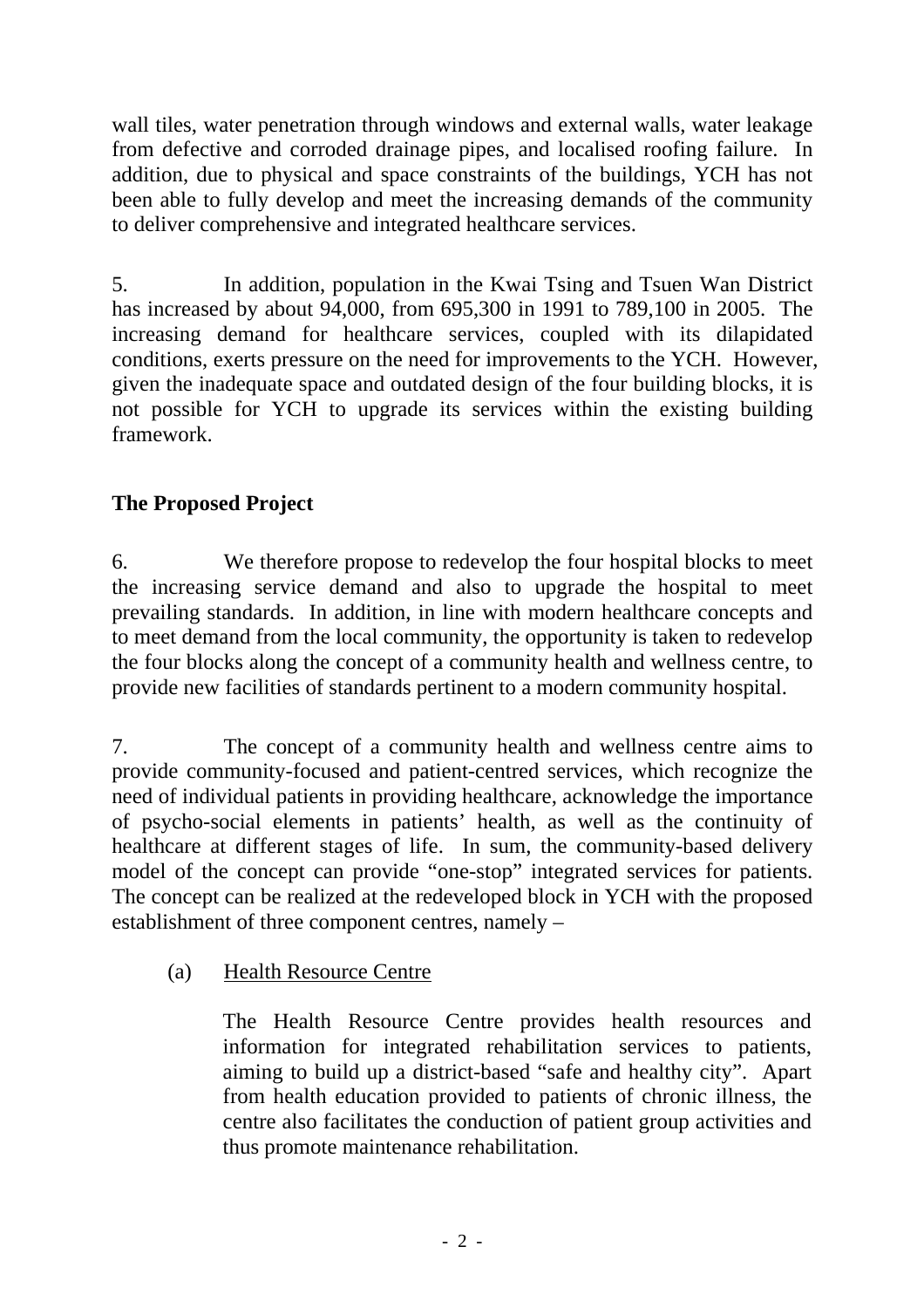wall tiles, water penetration through windows and external walls, water leakage from defective and corroded drainage pipes, and localised roofing failure. In addition, due to physical and space constraints of the buildings, YCH has not been able to fully develop and meet the increasing demands of the community to deliver comprehensive and integrated healthcare services.

5. In addition, population in the Kwai Tsing and Tsuen Wan District has increased by about 94,000, from 695,300 in 1991 to 789,100 in 2005. The increasing demand for healthcare services, coupled with its dilapidated conditions, exerts pressure on the need for improvements to the YCH. However, given the inadequate space and outdated design of the four building blocks, it is not possible for YCH to upgrade its services within the existing building framework.

**The Proposed Project**

6. We therefore propose to redevelop the four hospital blocks to meet the increasing service demand and also to upgrade the hospital to meet prevailing standards. In addition, in line with modern healthcare concepts and to meet demand from the local community, the opportunity is taken to redevelop the four blocks along the concept of a community health and wellness centre, to provide new facilities of standards pertinent to a modern community hospital.

7. The concept of a community health and wellness centre aims to provide community-focused and patient-centred services, which recognize the need of individual patients in providing healthcare, acknowledge the importance of psycho-social elements in patients' health, as well as the continuity of healthcare at different stages of life. In sum, the community-based delivery model of the concept can provide "one-stop" integrated services for patients. The concept can be realized at the redeveloped block in YCH with the proposed establishment of three component centres, namely –

(a) <u>Health Resource Centre</u>

The Health Resource Centre provides health resources and information for integrated rehabilitation services to patients, aiming to build up a district-based "safe and healthy city". Apart from health education provided to patients of chronic illness, the centre also facilitates the conduction of patient group activities and thus promote maintenance rehabilitation.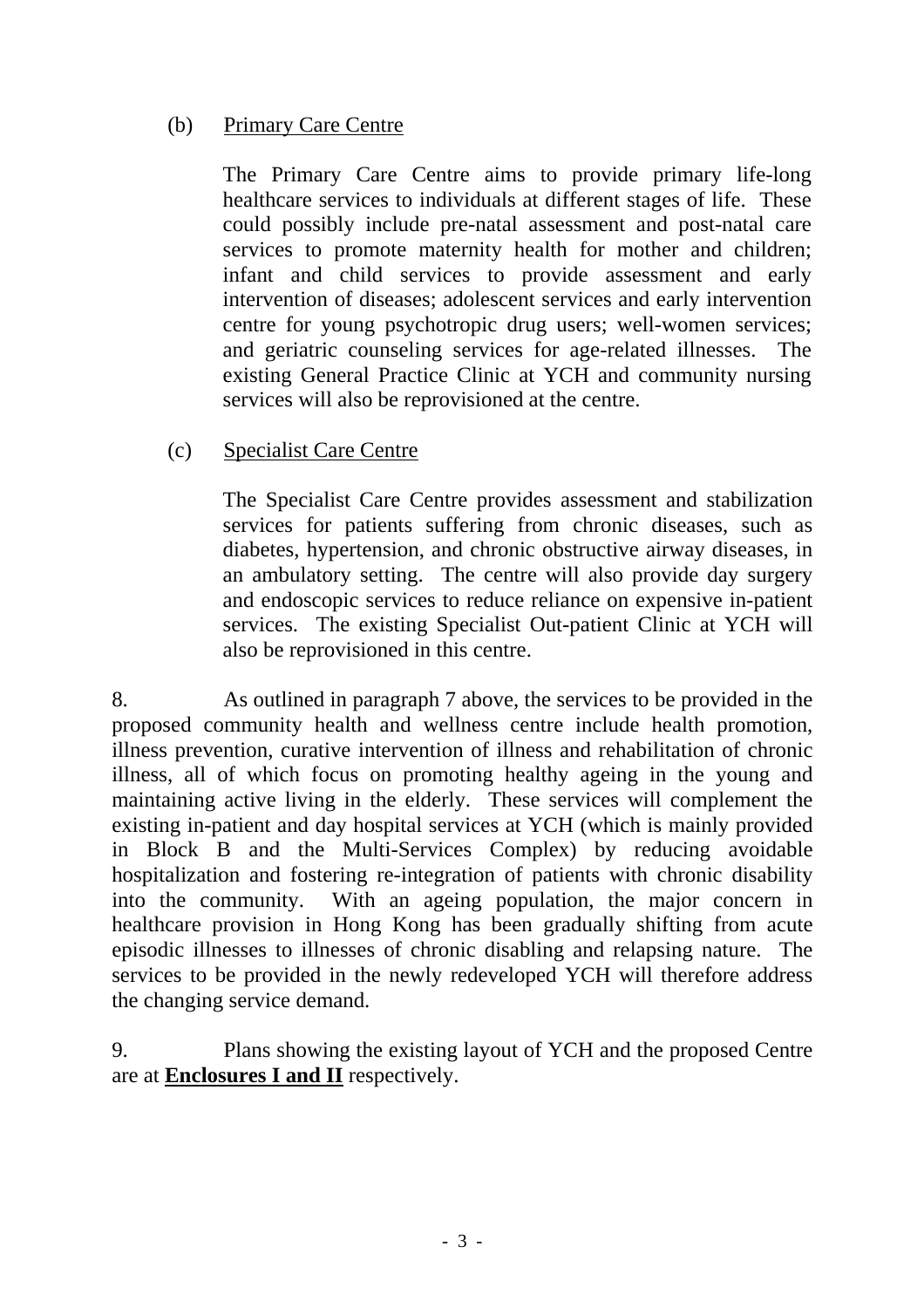(b) Primary Care Centre

The Primary Care Centre aims to provide primary life-long healthcare services to individuals at different stages of life. These could possibly include pre-natal assessment and post-natal care services to promote maternity health for mother and children; infant and child services to provide assessment and early intervention of diseases; adolescent services and early intervention centre for young psychotropic drug users; well-women services; and geriatric counseling services for age-related illnesses. The existing General Practice Clinic at YCH and community nursing services will also be reprovisioned at the centre.

(c) Specialist Care Centre

The Specialist Care Centre provides assessment and stabilization services for patients suffering from chronic diseases, such as diabetes, hypertension, and chronic obstructive airway diseases, in an ambulatory setting. The centre will also provide day surgery and endoscopic services to reduce reliance on expensive in-patient services. The existing Specialist Out-patient Clinic at YCH will also be reprovisioned in this centre.

8. As outlined in paragraph 7 above, the services to be provided in the proposed community health and wellness centre include health promotion, illness prevention, curative intervention of illness and rehabilitation of chronic illness, all of which focus on promoting healthy ageing in the young and maintaining active living in the elderly. These services will complement the existing in-patient and day hospital services at YCH (which is mainly provided in Block B and the Multi-Services Complex) by reducing avoidable hospitalization and fostering re-integration of patients with chronic disability into the community. With an ageing population, the major concern in healthcare provision in Hong Kong has been gradually shifting from acute episodic illnesses to illnesses of chronic disabling and relapsing nature. The services to be provided in the newly redeveloped YCH will therefore address the changing service demand.

9. Plans showing the existing layout of YCH and the proposed Centre are at **Enclosures I and II** respectively.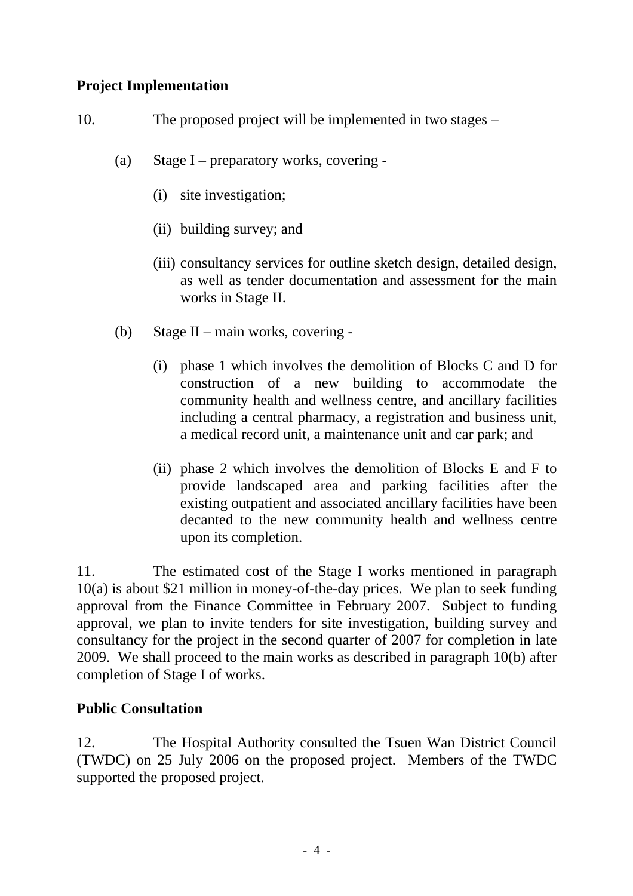**Project Implementation**

10. The proposed project will be implemented in two stages –

(a) Stage I – preparatory works, covering -

(i) site investigation;

(ii) building survey; and

(iii) consultancy services for outline sketch design, detailed design, as well as tender documentation and assessment for the main works in Stage II.

(b) Stage II – main works, covering -

(i) phase 1 which involves the demolition of Blocks C and D for construction of a new building to accommodate the community health and wellness centre, and ancillary facilities including a central pharmacy, a registration and business unit, a medical record unit, a maintenance unit and car park; and

(ii) phase 2 which involves the demolition of Blocks E and F to provide landscaped area and parking facilities after the existing outpatient and associated ancillary facilities have been decanted to the new community health and wellness centre upon its completion.

11. The estimated cost of the Stage I works mentioned in paragraph 10(a) is about $21 million in money-of-the-day prices. We plan to seek funding approval from the Finance Committee in February 2007. Subject to funding approval, we plan to invite tenders for site investigation, building survey and consultancy for the project in the second quarter of 2007 for completion in late 2009. We shall proceed to the main works as described in paragraph 10(b) after completion of Stage I of works.

**Public Consultation**

12. The Hospital Authority consulted the Tsuen Wan District Council (TWDC) on 25 July 2006 on the proposed project. Members of the TWDC supported the proposed project.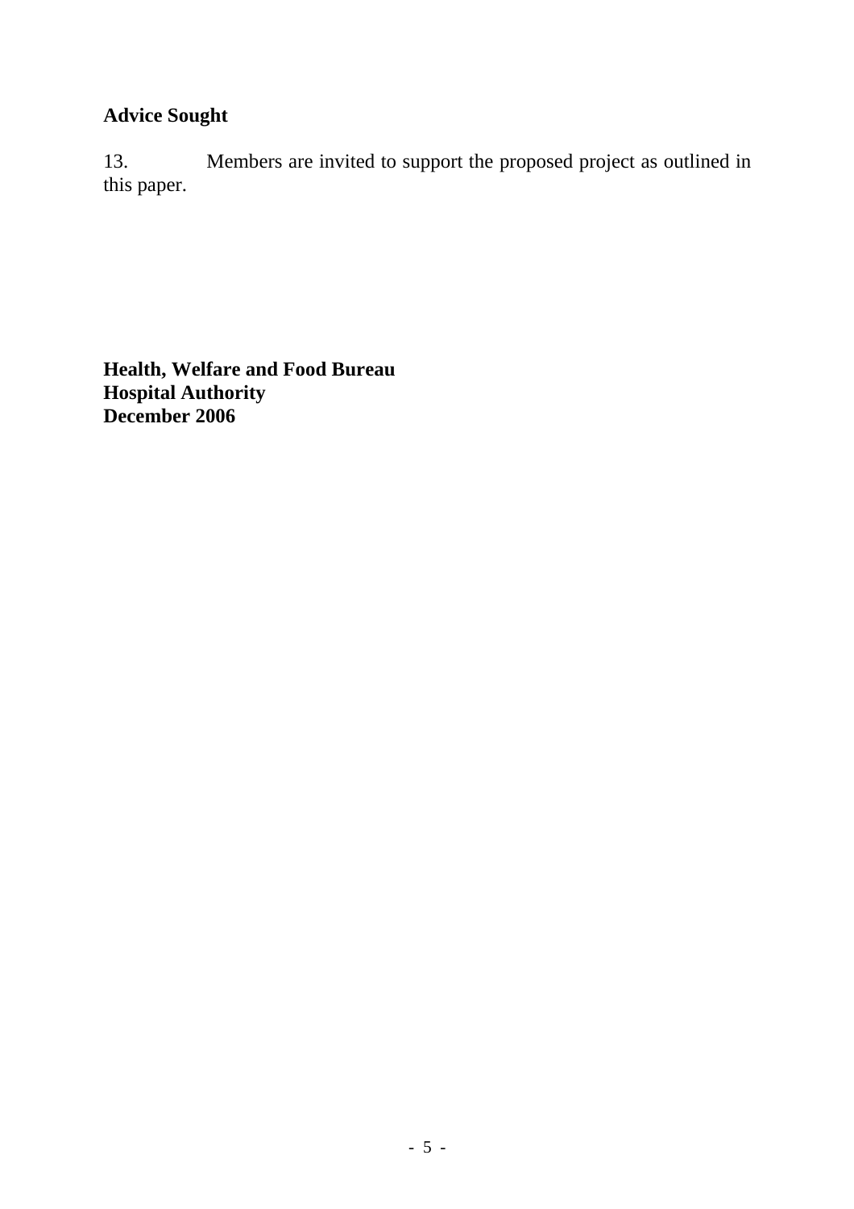## Advice Sought

13. Members are invited to support the proposed project as outlined in this paper.

**Health, Welfare and Food Bureau**
**Hospital Authority**
**December 2006**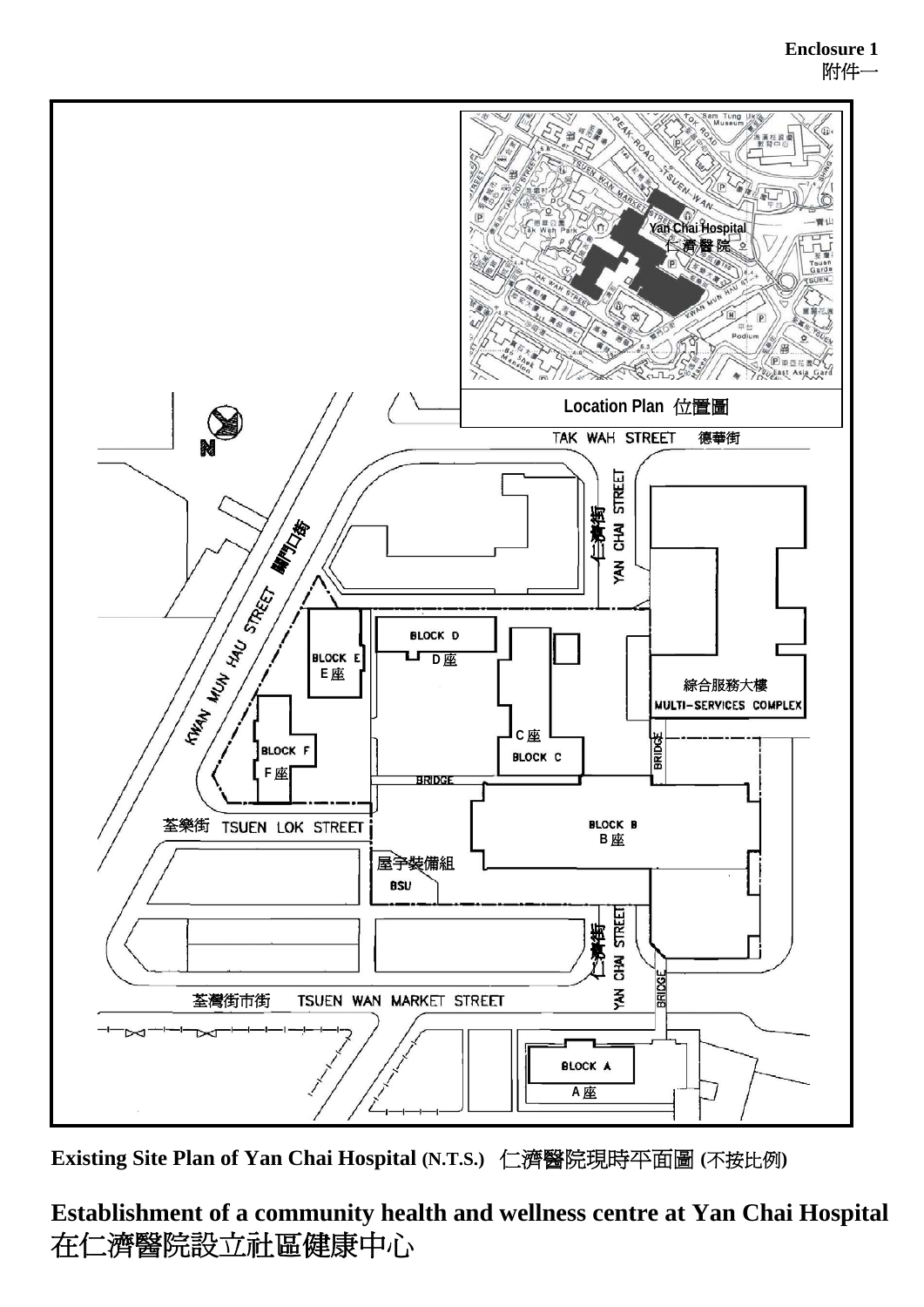**Enclosure 1**
附件一

Location Plan 位置圖

TAK WAH STREET 德華街

YAN CHAI STREET 仁濟街

KWAN MUN HAU STREET 關門口街

BLOCK D D座

BLOCK E E座

BLOCK F F座

C座 BLOCK C

綜合服務大樓 MULTI-SERVICES COMPLEX

BRIDGE

BLOCK B B座

荃樂街 TSUEN LOK STREET

屋宇裝備組 BSU

荃灣街市街 TSUEN WAN MARKET STREET

BLOCK A A座

**Existing Site Plan of Yan Chai Hospital (N.T.S.)** 仁濟醫院現時平面圖 (不按比例)

**Establishment of a community health and wellness centre at Yan Chai Hospital**
在仁濟醫院設立社區健康中心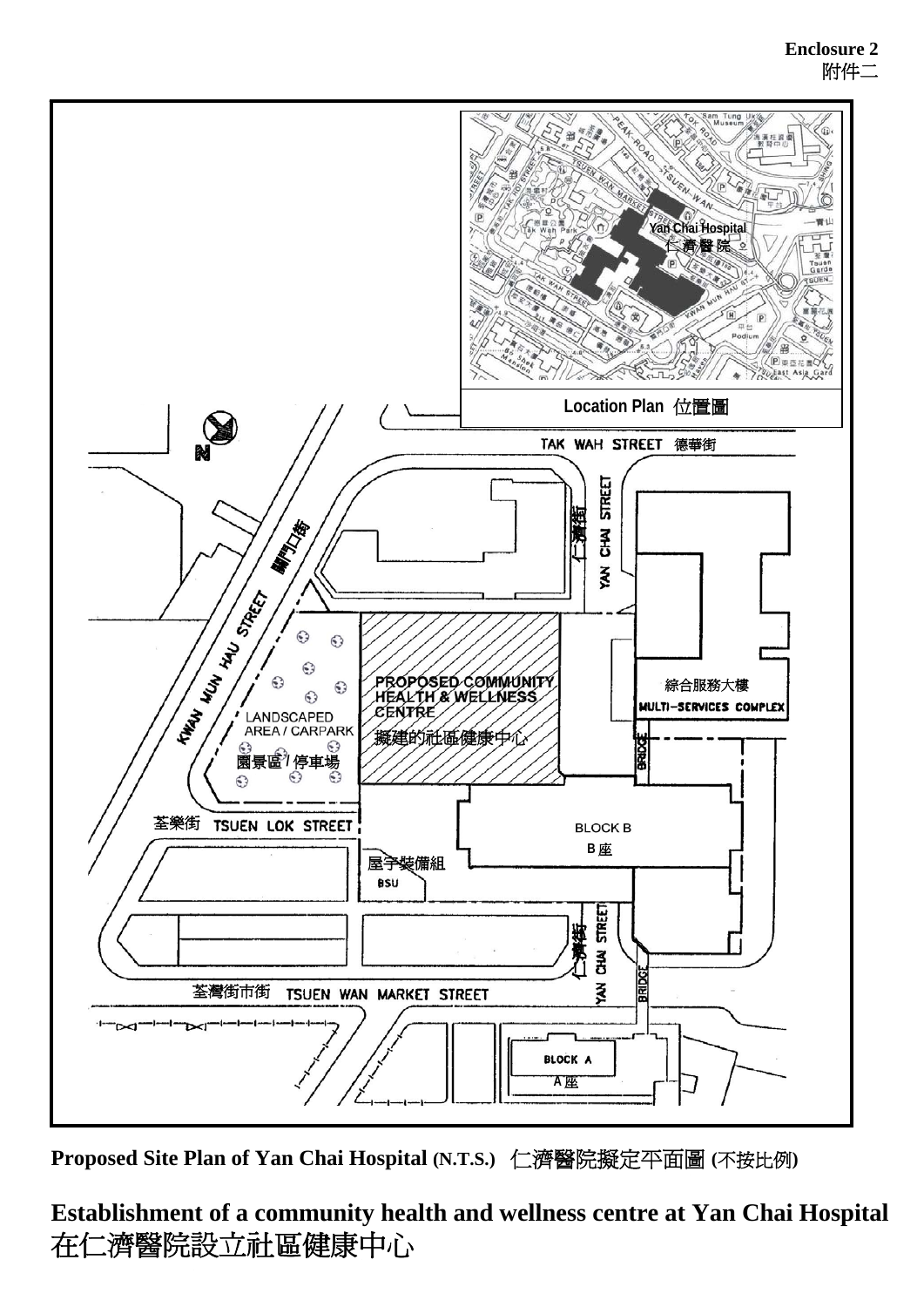**Enclosure 2**
附件二

Location Plan 位置圖

TAK WAH STREET 德華街

YAN CHAI STREET 仁濟街

KWAN MUN HAU STREET 關門口街

PROPOSED COMMUNITY HEALTH & WELLNESS CENTRE
擬建的社區健康中心

LANDSCAPED AREA / CARPARK
園景區 / 停車場

綜合服務大樓
MULTI-SERVICES COMPLEX

BRIDGE

荃樂街 TSUEN LOK STREET

BLOCK B
B 座

屋宇裝備組
BSU

荃灣街市街 TSUEN WAN MARKET STREET

BLOCK A
A 座

**Proposed Site Plan of Yan Chai Hospital (N.T.S.)** 仁濟醫院擬定平面圖 (不按比例)

**Establishment of a community health and wellness centre at Yan Chai Hospital**
在仁濟醫院設立社區健康中心